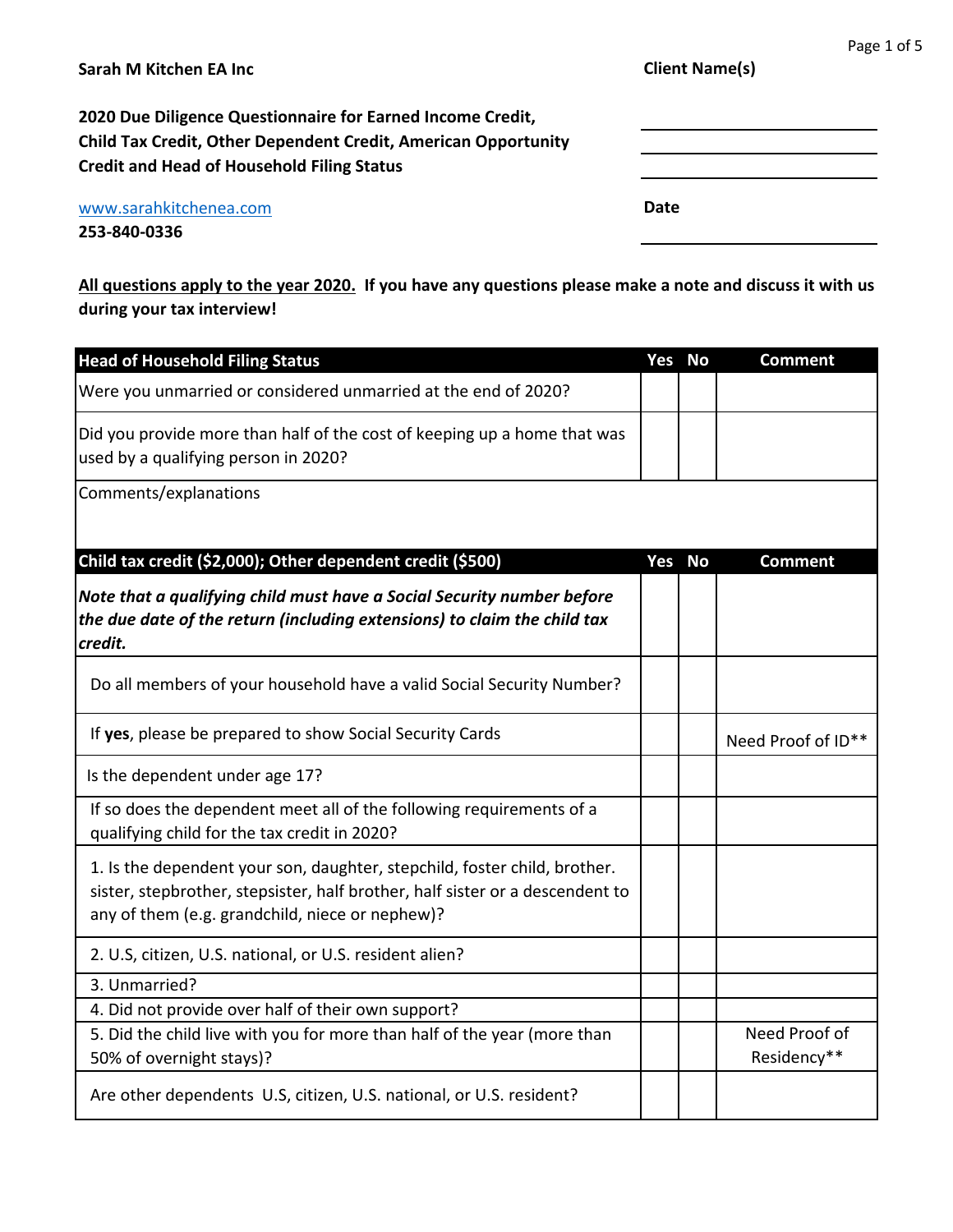**Sarah M Kitchen EA Inc**

**Client Name(s)**

**2020 Due Diligence Questionnaire for Earned Income Credit, Child Tax Credit, Other Dependent Credit, American Opportunity Credit and Head of Household Filing Status**

www.sarahkitchenea.com
**253-840-0336**

**Date**

**<u>All questions apply to the year 2020.</u> If you have any questions please make a note and discuss it with us during your tax interview!**

| **Head of Household Filing Status** | **Yes** | **No** | **Comment** |
|---|---|---|---|
| Were you unmarried or considered unmarried at the end of 2020? | | | |
| Did you provide more than half of the cost of keeping up a home that was used by a qualifying person in 2020? | | | |
| Comments/explanations | | | |

| **Child tax credit ($2,000); Other dependent credit ($500)** | **Yes** | **No** | **Comment** |
|---|---|---|---|
| ***Note that a qualifying child must have a Social Security number before the due date of the return (including extensions) to claim the child tax credit.*** | | | |
| Do all members of your household have a valid Social Security Number? | | | |
| If **yes**, please be prepared to show Social Security Cards | | | Need Proof of ID** |
| Is the dependent under age 17? | | | |
| If so does the dependent meet all of the following requirements of a qualifying child for the tax credit in 2020? | | | |
| 1. Is the dependent your son, daughter, stepchild, foster child, brother. sister, stepbrother, stepsister, half brother, half sister or a descendent to any of them (e.g. grandchild, niece or nephew)? | | | |
| 2. U.S, citizen, U.S. national, or U.S. resident alien? | | | |
| 3. Unmarried? | | | |
| 4. Did not provide over half of their own support? | | | |
| 5. Did the child live with you for more than half of the year (more than 50% of overnight stays)? | | | Need Proof of Residency** |
| Are other dependents U.S, citizen, U.S. national, or U.S. resident? | | | |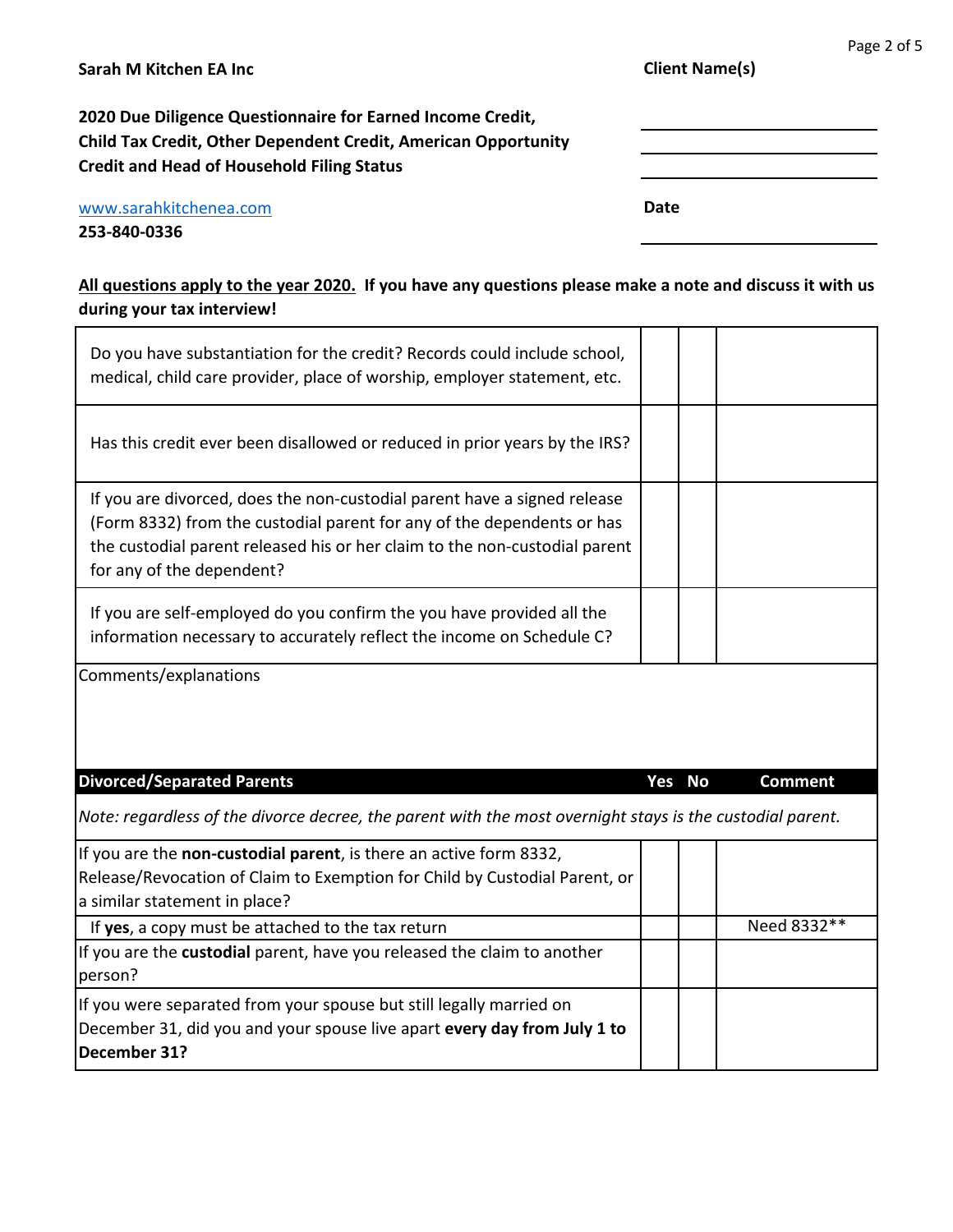**Sarah M Kitchen EA Inc**

**Client Name(s)**

**2020 Due Diligence Questionnaire for Earned Income Credit, Child Tax Credit, Other Dependent Credit, American Opportunity Credit and Head of Household Filing Status**

www.sarahkitchenea.com

**253-840-0336**

**Date**

**All questions apply to the year 2020. If you have any questions please make a note and discuss it with us during your tax interview!**

| | | | |
|---|---|---|---|
| Do you have substantiation for the credit? Records could include school, medical, child care provider, place of worship, employer statement, etc. | | | |
| Has this credit ever been disallowed or reduced in prior years by the IRS? | | | |
| If you are divorced, does the non-custodial parent have a signed release (Form 8332) from the custodial parent for any of the dependents or has the custodial parent released his or her claim to the non-custodial parent for any of the dependent? | | | |
| If you are self-employed do you confirm the you have provided all the information necessary to accurately reflect the income on Schedule C? | | | |

Comments/explanations

| **Divorced/Separated Parents** | **Yes** | **No** | **Comment** |
|---|---|---|---|
| *Note: regardless of the divorce decree, the parent with the most overnight stays is the custodial parent.* | | | |
| If you are the **non-custodial parent**, is there an active form 8332, Release/Revocation of Claim to Exemption for Child by Custodial Parent, or a similar statement in place? | | | |
| If **yes**, a copy must be attached to the tax return | | | Need 8332** |
| If you are the **custodial** parent, have you released the claim to another person? | | | |
| If you were separated from your spouse but still legally married on December 31, did you and your spouse live apart **every day from July 1 to December 31?** | | | |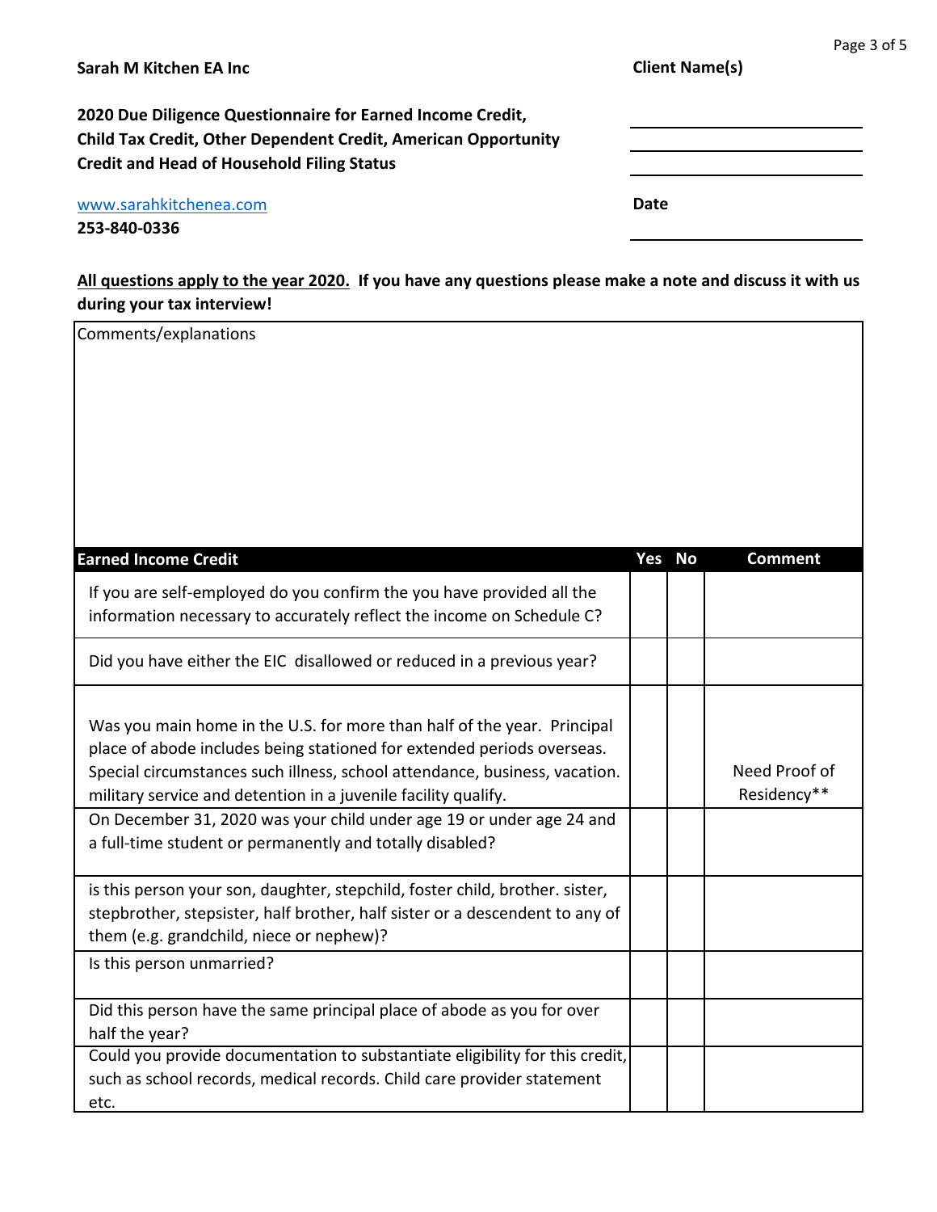**Sarah M Kitchen EA Inc**

**Client Name(s)**

**2020 Due Diligence Questionnaire for Earned Income Credit, Child Tax Credit, Other Dependent Credit, American Opportunity Credit and Head of Household Filing Status**

[www.sarahkitchenea.com](http://www.sarahkitchenea.com)

**253-840-0336**

**Date**

**All questions apply to the year 2020. If you have any questions please make a note and discuss it with us during your tax interview!**

Comments/explanations

| Earned Income Credit | Yes | No | Comment |
|---|---|---|---|
| If you are self-employed do you confirm the you have provided all the information necessary to accurately reflect the income on Schedule C? | | | |
| Did you have either the EIC disallowed or reduced in a previous year? | | | |
| Was you main home in the U.S. for more than half of the year. Principal place of abode includes being stationed for extended periods overseas. Special circumstances such illness, school attendance, business, vacation. military service and detention in a juvenile facility qualify. | | | Need Proof of Residency** |
| On December 31, 2020 was your child under age 19 or under age 24 and a full-time student or permanently and totally disabled? | | | |
| is this person your son, daughter, stepchild, foster child, brother. sister, stepbrother, stepsister, half brother, half sister or a descendent to any of them (e.g. grandchild, niece or nephew)? | | | |
| Is this person unmarried? | | | |
| Did this person have the same principal place of abode as you for over half the year? | | | |
| Could you provide documentation to substantiate eligibility for this credit, such as school records, medical records. Child care provider statement etc. | | | |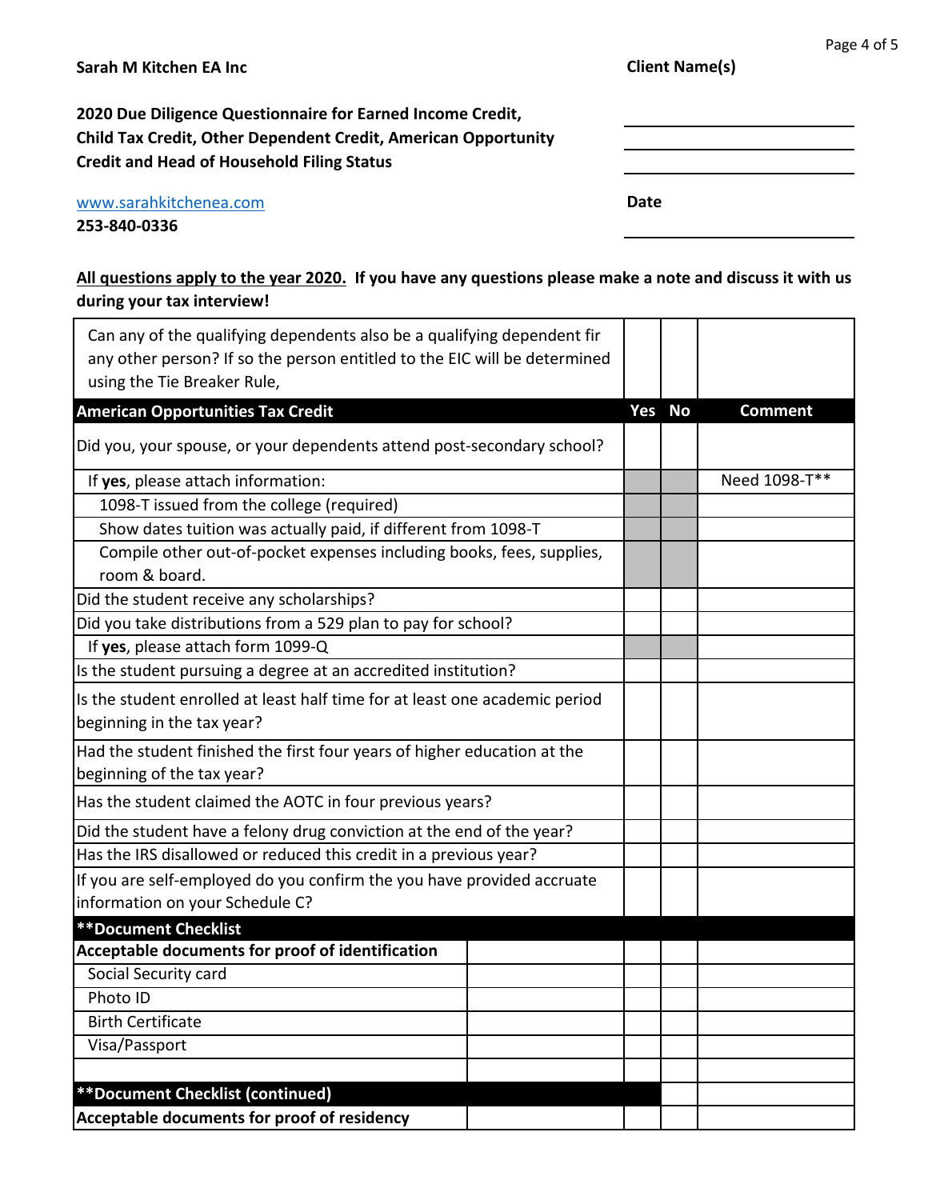**Sarah M Kitchen EA Inc**

**Client Name(s)**

**2020 Due Diligence Questionnaire for Earned Income Credit, Child Tax Credit, Other Dependent Credit, American Opportunity Credit and Head of Household Filing Status**

www.sarahkitchenea.com
**253-840-0336**

**Date**

**All questions apply to the year 2020. If you have any questions please make a note and discuss it with us during your tax interview!**

| | Yes | No | Comment |
|---|---|---|---|
| Can any of the qualifying dependents also be a qualifying dependent fir any other person? If so the person entitled to the EIC will be determined using the Tie Breaker Rule, | | | |
| **American Opportunities Tax Credit** | **Yes** | **No** | **Comment** |
| Did you, your spouse, or your dependents attend post-secondary school? | | | |
| If **yes**, please attach information: | | | Need 1098-T** |
| 1098-T issued from the college (required) | | | |
| Show dates tuition was actually paid, if different from 1098-T | | | |
| Compile other out-of-pocket expenses including books, fees, supplies, room & board. | | | |
| Did the student receive any scholarships? | | | |
| Did you take distributions from a 529 plan to pay for school? | | | |
| If **yes**, please attach form 1099-Q | | | |
| Is the student pursuing a degree at an accredited institution? | | | |
| Is the student enrolled at least half time for at least one academic period beginning in the tax year? | | | |
| Had the student finished the first four years of higher education at the beginning of the tax year? | | | |
| Has the student claimed the AOTC in four previous years? | | | |
| Did the student have a felony drug conviction at the end of the year? | | | |
| Has the IRS disallowed or reduced this credit in a previous year? | | | |
| If you are self-employed do you confirm the you have provided accruate information on your Schedule C? | | | |

| **Document Checklist | | | | |
|---|---|---|---|---|
| **Acceptable documents for proof of identification** | | | | |
| Social Security card | | | | |
| Photo ID | | | | |
| Birth Certificate | | | | |
| Visa/Passport | | | | |
| | | | | |
| **Document Checklist (continued)** | | | | |
| **Acceptable documents for proof of residency** | | | | |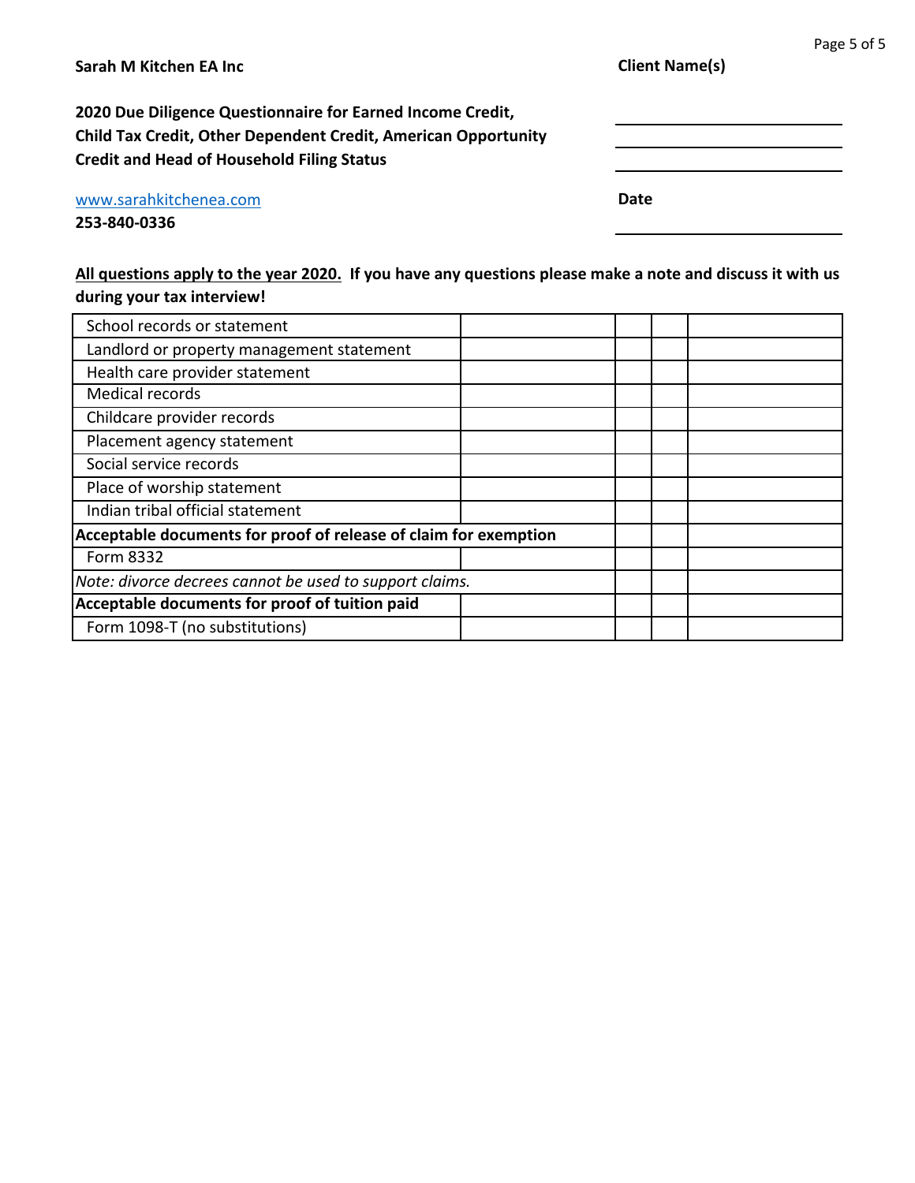**Sarah M Kitchen EA Inc**

**Client Name(s)**

**2020 Due Diligence Questionnaire for Earned Income Credit, Child Tax Credit, Other Dependent Credit, American Opportunity Credit and Head of Household Filing Status**

www.sarahkitchenea.com

**253-840-0336**

**Date**

**<u>All questions apply to the year 2020.</u> If you have any questions please make a note and discuss it with us during your tax interview!**

| | | | | |
|---|---|---|---|---|
| School records or statement | | | | |
| Landlord or property management statement | | | | |
| Health care provider statement | | | | |
| Medical records | | | | |
| Childcare provider records | | | | |
| Placement agency statement | | | | |
| Social service records | | | | |
| Place of worship statement | | | | |
| Indian tribal official statement | | | | |
| **Acceptable documents for proof of release of claim for exemption** | | | | |
| Form 8332 | | | | |
| *Note: divorce decrees cannot be used to support claims.* | | | | |
| **Acceptable documents for proof of tuition paid** | | | | |
| Form 1098-T (no substitutions) | | | | |